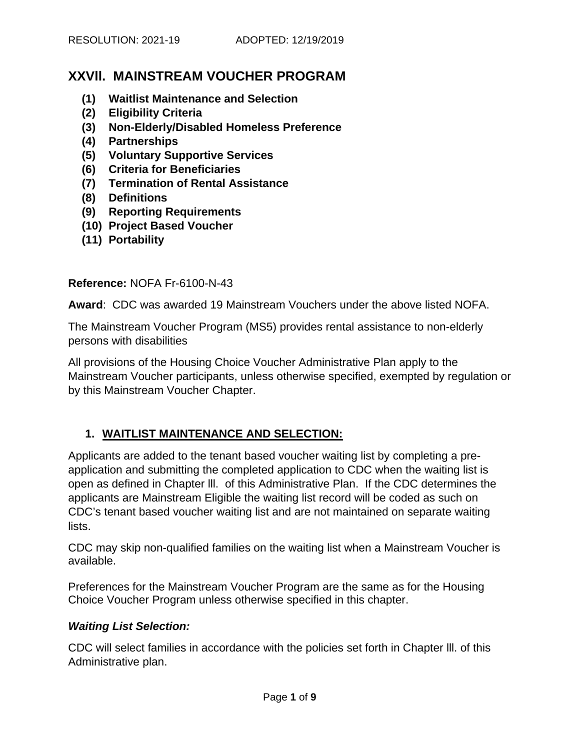RESOLUTION: 2021-19 ADOPTED: 12/19/2019

# XXVII. MAINSTREAM VOUCHER PROGRAM

- **(1) Waitlist Maintenance and Selection**
- **(2) Eligibility Criteria**
- **(3) Non-Elderly/Disabled Homeless Preference**
- **(4) Partnerships**
- **(5) Voluntary Supportive Services**
- **(6) Criteria for Beneficiaries**
- **(7) Termination of Rental Assistance**
- **(8) Definitions**
- **(9) Reporting Requirements**
- **(10) Project Based Voucher**
- **(11) Portability**

**Reference:** NOFA Fr-6100-N-43

**Award**: CDC was awarded 19 Mainstream Vouchers under the above listed NOFA.

The Mainstream Voucher Program (MS5) provides rental assistance to non-elderly persons with disabilities

All provisions of the Housing Choice Voucher Administrative Plan apply to the Mainstream Voucher participants, unless otherwise specified, exempted by regulation or by this Mainstream Voucher Chapter.

## 1. WAITLIST MAINTENANCE AND SELECTION:

Applicants are added to the tenant based voucher waiting list by completing a pre-application and submitting the completed application to CDC when the waiting list is open as defined in Chapter lll. of this Administrative Plan. If the CDC determines the applicants are Mainstream Eligible the waiting list record will be coded as such on CDC's tenant based voucher waiting list and are not maintained on separate waiting lists.

CDC may skip non-qualified families on the waiting list when a Mainstream Voucher is available.

Preferences for the Mainstream Voucher Program are the same as for the Housing Choice Voucher Program unless otherwise specified in this chapter.

***Waiting List Selection:***

CDC will select families in accordance with the policies set forth in Chapter lll. of this Administrative plan.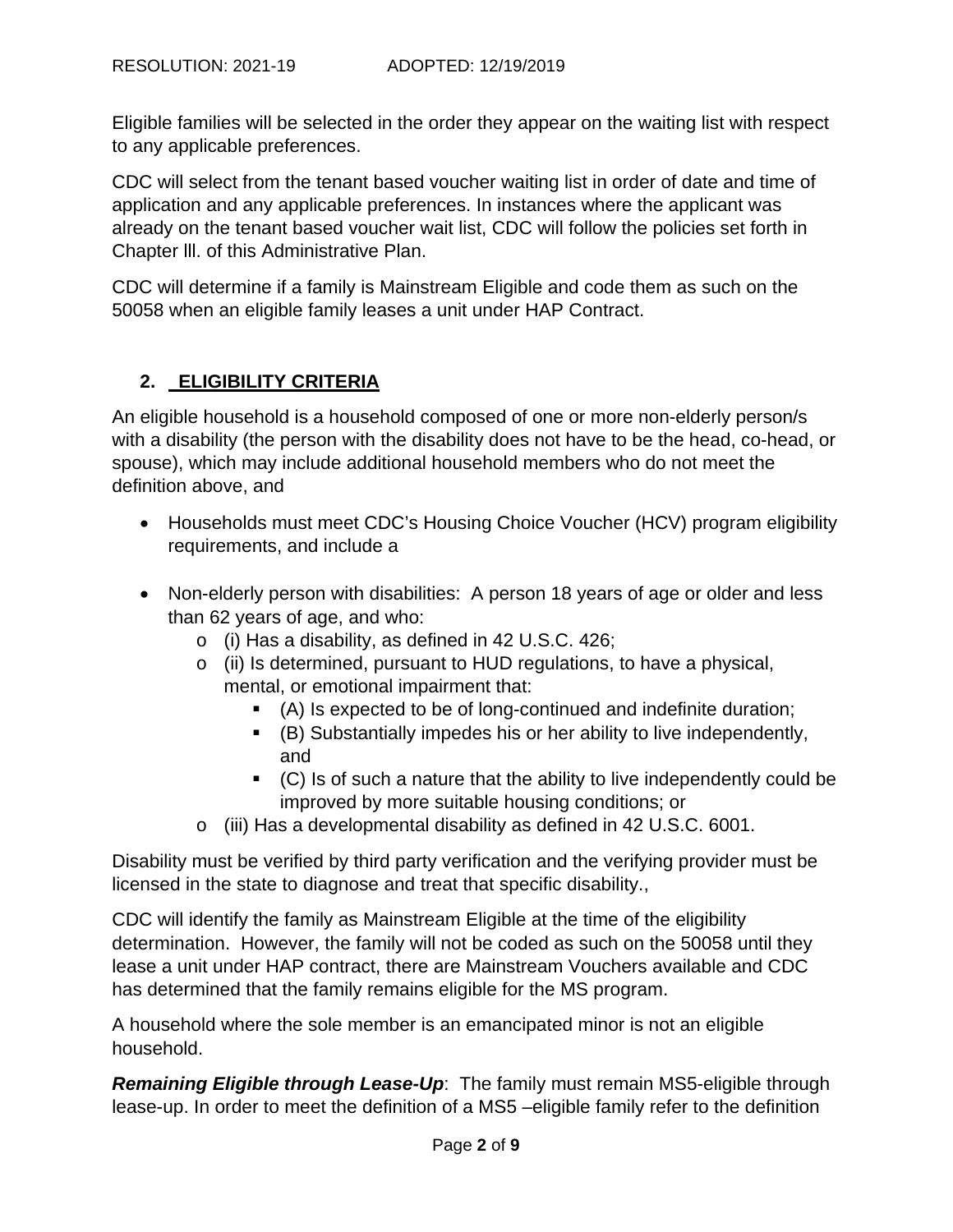Eligible families will be selected in the order they appear on the waiting list with respect to any applicable preferences.

CDC will select from the tenant based voucher waiting list in order of date and time of application and any applicable preferences. In instances where the applicant was already on the tenant based voucher wait list, CDC will follow the policies set forth in Chapter lll. of this Administrative Plan.

CDC will determine if a family is Mainstream Eligible and code them as such on the 50058 when an eligible family leases a unit under HAP Contract.

## 2. ELIGIBILITY CRITERIA

An eligible household is a household composed of one or more non-elderly person/s with a disability (the person with the disability does not have to be the head, co-head, or spouse), which may include additional household members who do not meet the definition above, and

- Households must meet CDC's Housing Choice Voucher (HCV) program eligibility requirements, and include a
- Non-elderly person with disabilities: A person 18 years of age or older and less than 62 years of age, and who:
  - (i) Has a disability, as defined in 42 U.S.C. 426;
  - (ii) Is determined, pursuant to HUD regulations, to have a physical, mental, or emotional impairment that:
    - (A) Is expected to be of long-continued and indefinite duration;
    - (B) Substantially impedes his or her ability to live independently, and
    - (C) Is of such a nature that the ability to live independently could be improved by more suitable housing conditions; or
  - (iii) Has a developmental disability as defined in 42 U.S.C. 6001.

Disability must be verified by third party verification and the verifying provider must be licensed in the state to diagnose and treat that specific disability.,

CDC will identify the family as Mainstream Eligible at the time of the eligibility determination. However, the family will not be coded as such on the 50058 until they lease a unit under HAP contract, there are Mainstream Vouchers available and CDC has determined that the family remains eligible for the MS program.

A household where the sole member is an emancipated minor is not an eligible household.

***Remaining Eligible through Lease-Up***: The family must remain MS5-eligible through lease-up. In order to meet the definition of a MS5 –eligible family refer to the definition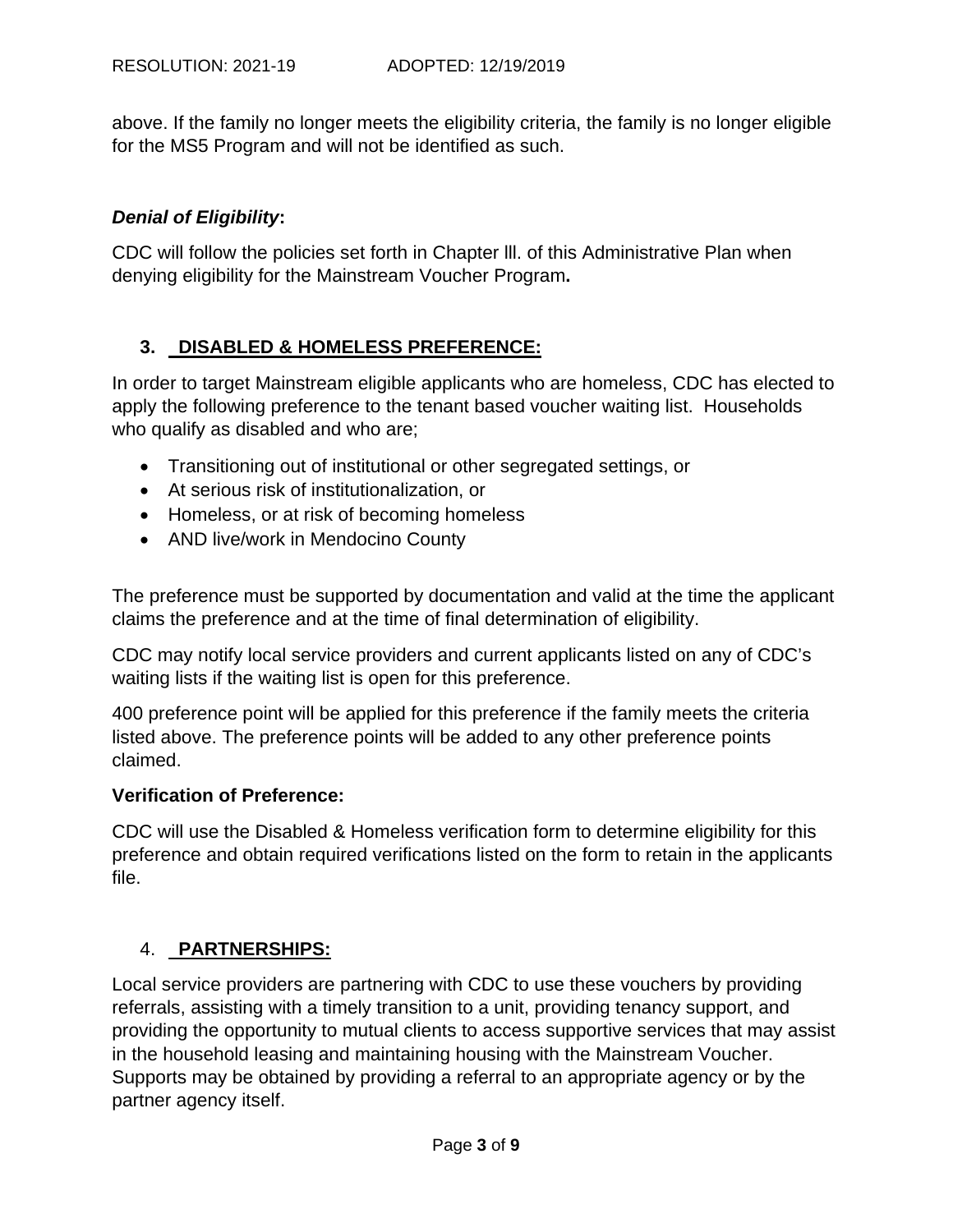above. If the family no longer meets the eligibility criteria, the family is no longer eligible for the MS5 Program and will not be identified as such.

***Denial of Eligibility*:**

CDC will follow the policies set forth in Chapter lll. of this Administrative Plan when denying eligibility for the Mainstream Voucher Program**.**

## 3. DISABLED & HOMELESS PREFERENCE:

In order to target Mainstream eligible applicants who are homeless, CDC has elected to apply the following preference to the tenant based voucher waiting list. Households who qualify as disabled and who are;

- Transitioning out of institutional or other segregated settings, or
- At serious risk of institutionalization, or
- Homeless, or at risk of becoming homeless
- AND live/work in Mendocino County

The preference must be supported by documentation and valid at the time the applicant claims the preference and at the time of final determination of eligibility.

CDC may notify local service providers and current applicants listed on any of CDC's waiting lists if the waiting list is open for this preference.

400 preference point will be applied for this preference if the family meets the criteria listed above. The preference points will be added to any other preference points claimed.

**Verification of Preference:**

CDC will use the Disabled & Homeless verification form to determine eligibility for this preference and obtain required verifications listed on the form to retain in the applicants file.

## 4. PARTNERSHIPS:

Local service providers are partnering with CDC to use these vouchers by providing referrals, assisting with a timely transition to a unit, providing tenancy support, and providing the opportunity to mutual clients to access supportive services that may assist in the household leasing and maintaining housing with the Mainstream Voucher. Supports may be obtained by providing a referral to an appropriate agency or by the partner agency itself.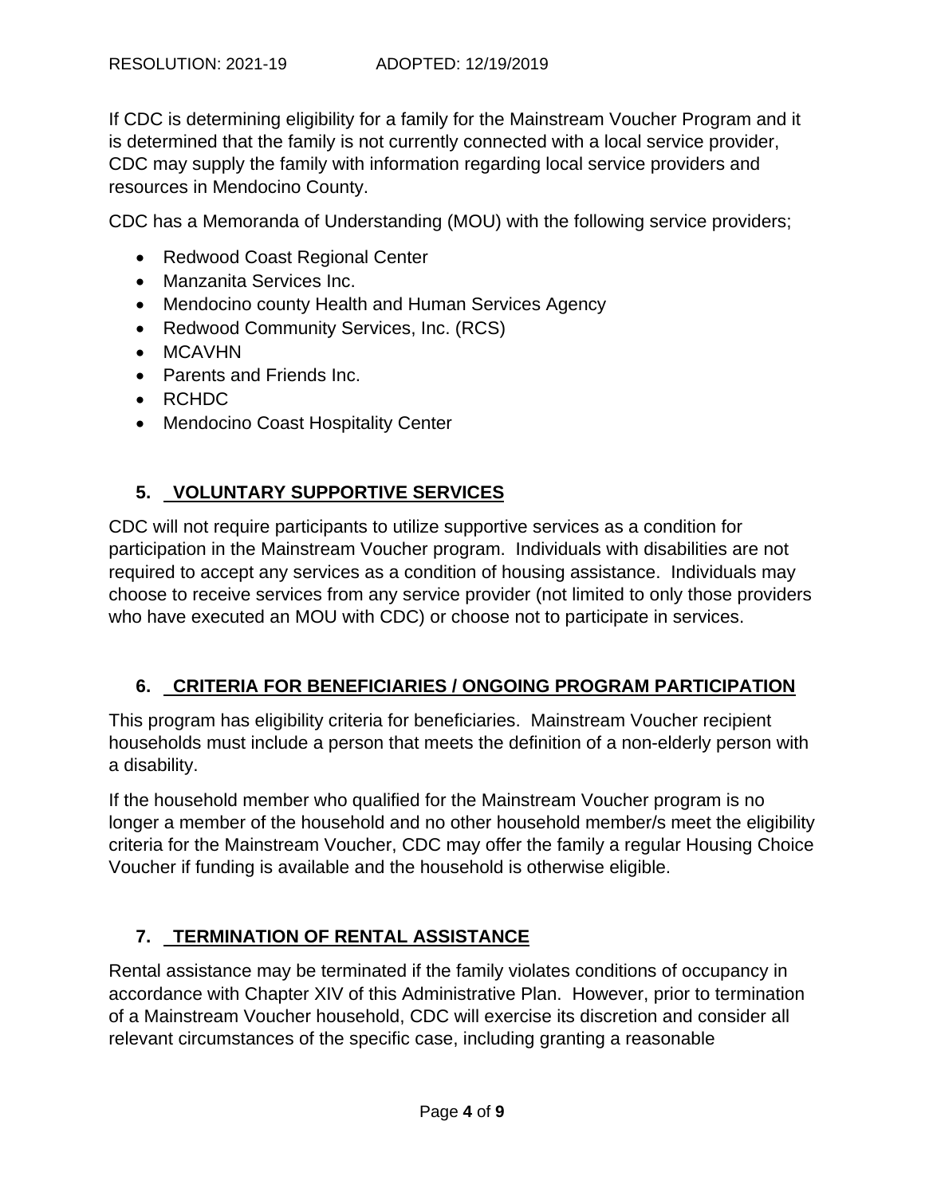If CDC is determining eligibility for a family for the Mainstream Voucher Program and it is determined that the family is not currently connected with a local service provider, CDC may supply the family with information regarding local service providers and resources in Mendocino County.

CDC has a Memoranda of Understanding (MOU) with the following service providers;

- Redwood Coast Regional Center
- Manzanita Services Inc.
- Mendocino county Health and Human Services Agency
- Redwood Community Services, Inc. (RCS)
- MCAVHN
- Parents and Friends Inc.
- RCHDC
- Mendocino Coast Hospitality Center

## 5. VOLUNTARY SUPPORTIVE SERVICES

CDC will not require participants to utilize supportive services as a condition for participation in the Mainstream Voucher program. Individuals with disabilities are not required to accept any services as a condition of housing assistance. Individuals may choose to receive services from any service provider (not limited to only those providers who have executed an MOU with CDC) or choose not to participate in services.

## 6. CRITERIA FOR BENEFICIARIES / ONGOING PROGRAM PARTICIPATION

This program has eligibility criteria for beneficiaries. Mainstream Voucher recipient households must include a person that meets the definition of a non-elderly person with a disability.

If the household member who qualified for the Mainstream Voucher program is no longer a member of the household and no other household member/s meet the eligibility criteria for the Mainstream Voucher, CDC may offer the family a regular Housing Choice Voucher if funding is available and the household is otherwise eligible.

## 7. TERMINATION OF RENTAL ASSISTANCE

Rental assistance may be terminated if the family violates conditions of occupancy in accordance with Chapter XIV of this Administrative Plan. However, prior to termination of a Mainstream Voucher household, CDC will exercise its discretion and consider all relevant circumstances of the specific case, including granting a reasonable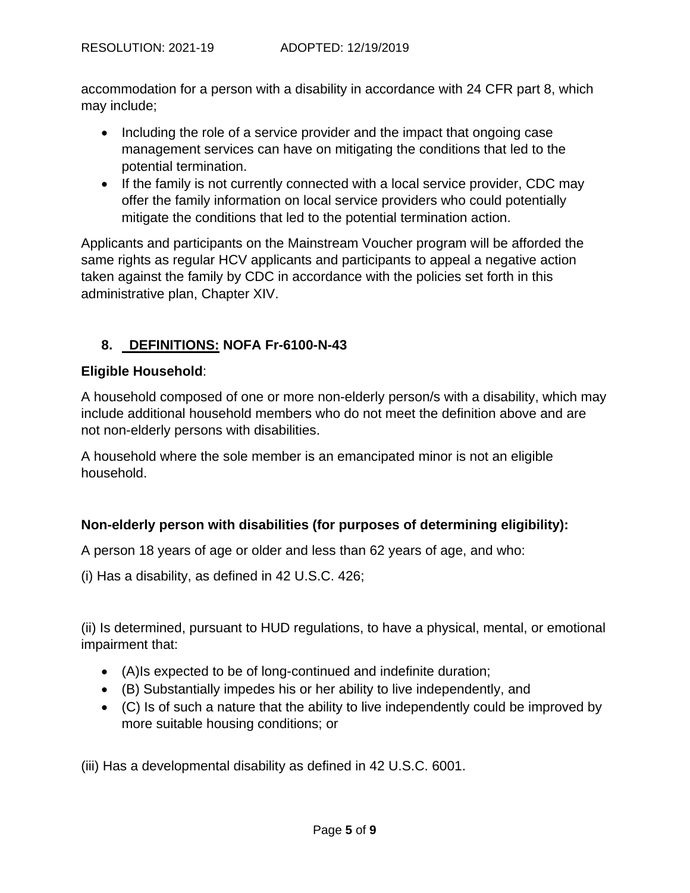accommodation for a person with a disability in accordance with 24 CFR part 8, which may include;

- Including the role of a service provider and the impact that ongoing case management services can have on mitigating the conditions that led to the potential termination.
- If the family is not currently connected with a local service provider, CDC may offer the family information on local service providers who could potentially mitigate the conditions that led to the potential termination action.

Applicants and participants on the Mainstream Voucher program will be afforded the same rights as regular HCV applicants and participants to appeal a negative action taken against the family by CDC in accordance with the policies set forth in this administrative plan, Chapter XIV.

## 8. DEFINITIONS: NOFA Fr-6100-N-43

**Eligible Household**:

A household composed of one or more non-elderly person/s with a disability, which may include additional household members who do not meet the definition above and are not non-elderly persons with disabilities.

A household where the sole member is an emancipated minor is not an eligible household.

**Non-elderly person with disabilities (for purposes of determining eligibility):**

A person 18 years of age or older and less than 62 years of age, and who:

(i) Has a disability, as defined in 42 U.S.C. 426;

(ii) Is determined, pursuant to HUD regulations, to have a physical, mental, or emotional impairment that:

- (A)Is expected to be of long-continued and indefinite duration;
- (B) Substantially impedes his or her ability to live independently, and
- (C) Is of such a nature that the ability to live independently could be improved by more suitable housing conditions; or

(iii) Has a developmental disability as defined in 42 U.S.C. 6001.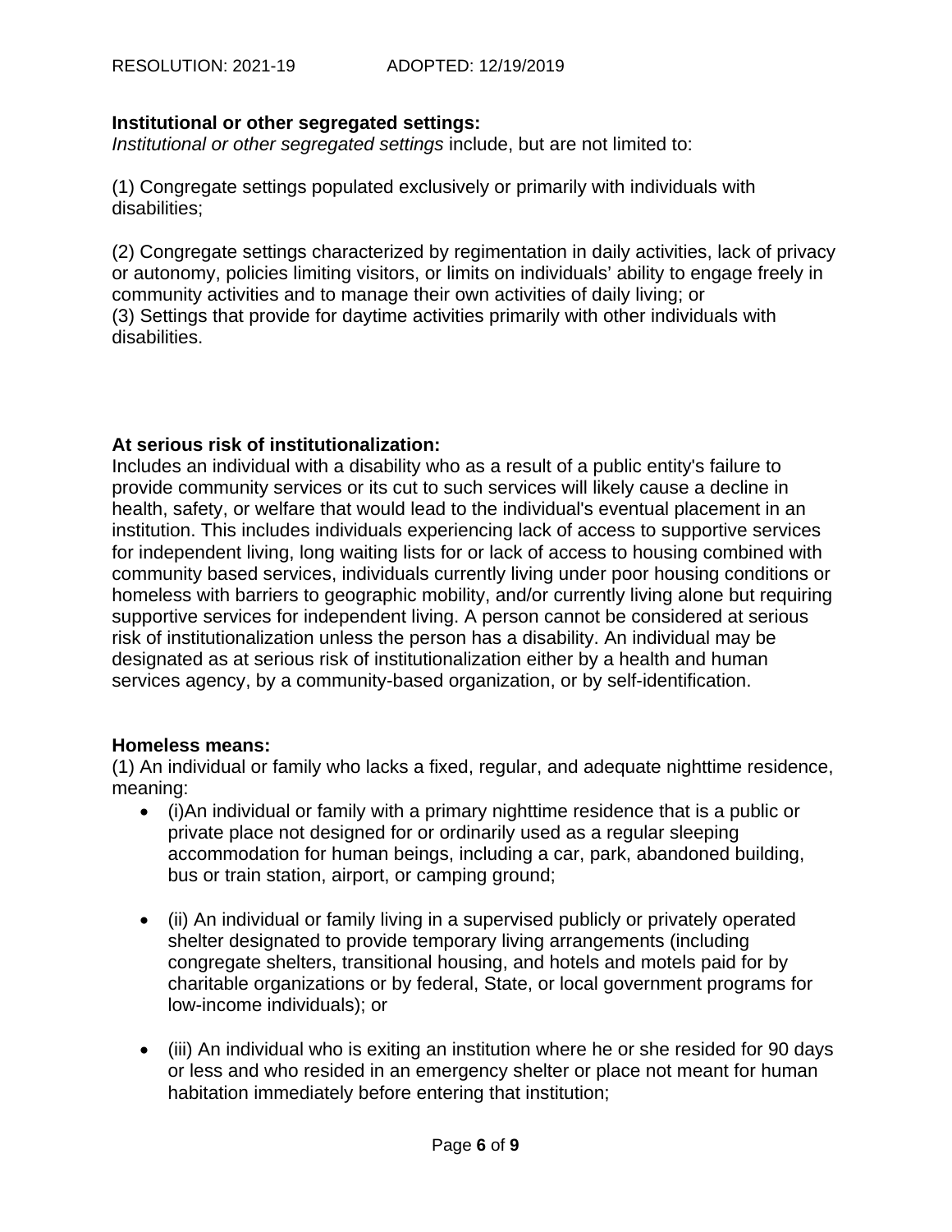**Institutional or other segregated settings:**
*Institutional or other segregated settings* include, but are not limited to:

(1) Congregate settings populated exclusively or primarily with individuals with disabilities;

(2) Congregate settings characterized by regimentation in daily activities, lack of privacy or autonomy, policies limiting visitors, or limits on individuals' ability to engage freely in community activities and to manage their own activities of daily living; or
(3) Settings that provide for daytime activities primarily with other individuals with disabilities.

**At serious risk of institutionalization:**
Includes an individual with a disability who as a result of a public entity's failure to provide community services or its cut to such services will likely cause a decline in health, safety, or welfare that would lead to the individual's eventual placement in an institution. This includes individuals experiencing lack of access to supportive services for independent living, long waiting lists for or lack of access to housing combined with community based services, individuals currently living under poor housing conditions or homeless with barriers to geographic mobility, and/or currently living alone but requiring supportive services for independent living. A person cannot be considered at serious risk of institutionalization unless the person has a disability. An individual may be designated as at serious risk of institutionalization either by a health and human services agency, by a community-based organization, or by self-identification.

**Homeless means:**
(1) An individual or family who lacks a fixed, regular, and adequate nighttime residence, meaning:

- (i)An individual or family with a primary nighttime residence that is a public or private place not designed for or ordinarily used as a regular sleeping accommodation for human beings, including a car, park, abandoned building, bus or train station, airport, or camping ground;
- (ii) An individual or family living in a supervised publicly or privately operated shelter designated to provide temporary living arrangements (including congregate shelters, transitional housing, and hotels and motels paid for by charitable organizations or by federal, State, or local government programs for low-income individuals); or
- (iii) An individual who is exiting an institution where he or she resided for 90 days or less and who resided in an emergency shelter or place not meant for human habitation immediately before entering that institution;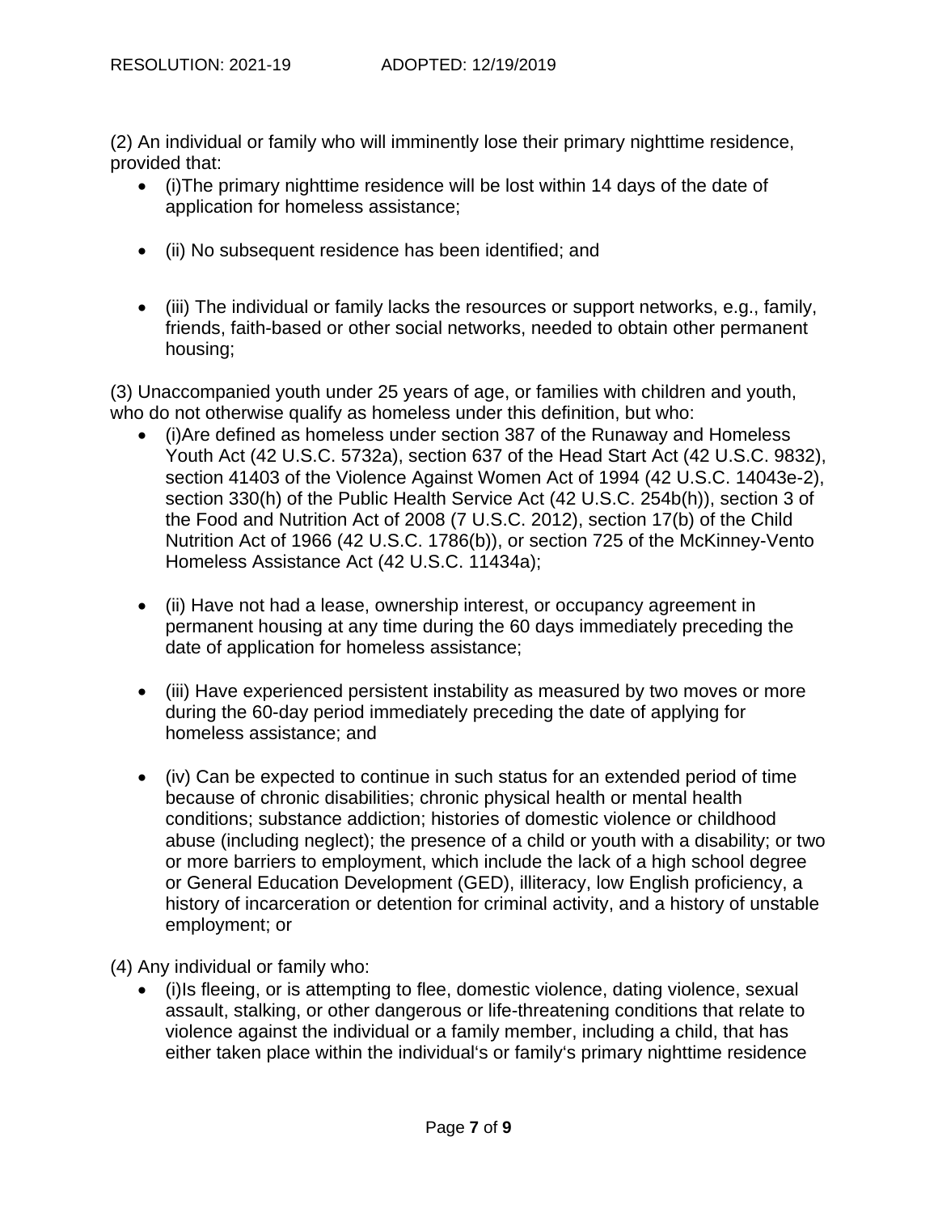(2) An individual or family who will imminently lose their primary nighttime residence, provided that:

- (i)The primary nighttime residence will be lost within 14 days of the date of application for homeless assistance;
- (ii) No subsequent residence has been identified; and
- (iii) The individual or family lacks the resources or support networks, e.g., family, friends, faith-based or other social networks, needed to obtain other permanent housing;

(3) Unaccompanied youth under 25 years of age, or families with children and youth, who do not otherwise qualify as homeless under this definition, but who:

- (i)Are defined as homeless under section 387 of the Runaway and Homeless Youth Act (42 U.S.C. 5732a), section 637 of the Head Start Act (42 U.S.C. 9832), section 41403 of the Violence Against Women Act of 1994 (42 U.S.C. 14043e-2), section 330(h) of the Public Health Service Act (42 U.S.C. 254b(h)), section 3 of the Food and Nutrition Act of 2008 (7 U.S.C. 2012), section 17(b) of the Child Nutrition Act of 1966 (42 U.S.C. 1786(b)), or section 725 of the McKinney-Vento Homeless Assistance Act (42 U.S.C. 11434a);
- (ii) Have not had a lease, ownership interest, or occupancy agreement in permanent housing at any time during the 60 days immediately preceding the date of application for homeless assistance;
- (iii) Have experienced persistent instability as measured by two moves or more during the 60-day period immediately preceding the date of applying for homeless assistance; and
- (iv) Can be expected to continue in such status for an extended period of time because of chronic disabilities; chronic physical health or mental health conditions; substance addiction; histories of domestic violence or childhood abuse (including neglect); the presence of a child or youth with a disability; or two or more barriers to employment, which include the lack of a high school degree or General Education Development (GED), illiteracy, low English proficiency, a history of incarceration or detention for criminal activity, and a history of unstable employment; or

(4) Any individual or family who:

- (i)Is fleeing, or is attempting to flee, domestic violence, dating violence, sexual assault, stalking, or other dangerous or life-threatening conditions that relate to violence against the individual or a family member, including a child, that has either taken place within the individual's or family's primary nighttime residence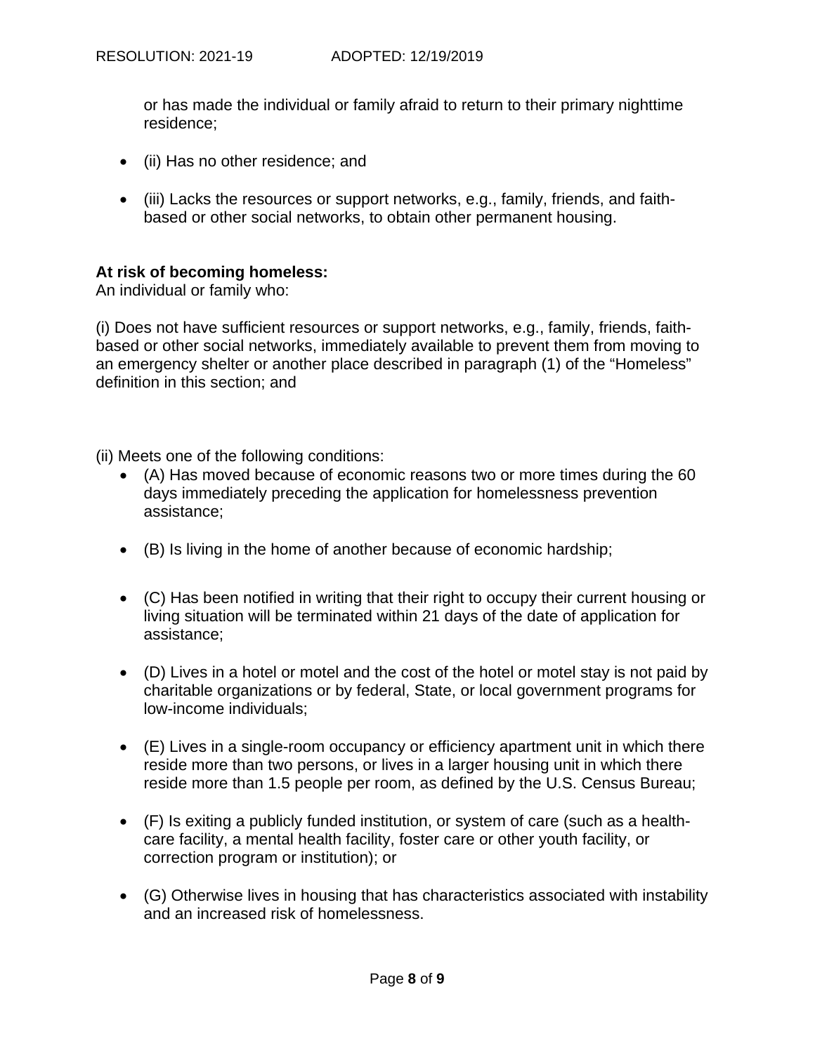or has made the individual or family afraid to return to their primary nighttime residence;

- (ii) Has no other residence; and
- (iii) Lacks the resources or support networks, e.g., family, friends, and faith-based or other social networks, to obtain other permanent housing.

**At risk of becoming homeless:**
An individual or family who:

(i) Does not have sufficient resources or support networks, e.g., family, friends, faith-based or other social networks, immediately available to prevent them from moving to an emergency shelter or another place described in paragraph (1) of the "Homeless" definition in this section; and

(ii) Meets one of the following conditions:

- (A) Has moved because of economic reasons two or more times during the 60 days immediately preceding the application for homelessness prevention assistance;
- (B) Is living in the home of another because of economic hardship;
- (C) Has been notified in writing that their right to occupy their current housing or living situation will be terminated within 21 days of the date of application for assistance;
- (D) Lives in a hotel or motel and the cost of the hotel or motel stay is not paid by charitable organizations or by federal, State, or local government programs for low-income individuals;
- (E) Lives in a single-room occupancy or efficiency apartment unit in which there reside more than two persons, or lives in a larger housing unit in which there reside more than 1.5 people per room, as defined by the U.S. Census Bureau;
- (F) Is exiting a publicly funded institution, or system of care (such as a health-care facility, a mental health facility, foster care or other youth facility, or correction program or institution); or
- (G) Otherwise lives in housing that has characteristics associated with instability and an increased risk of homelessness.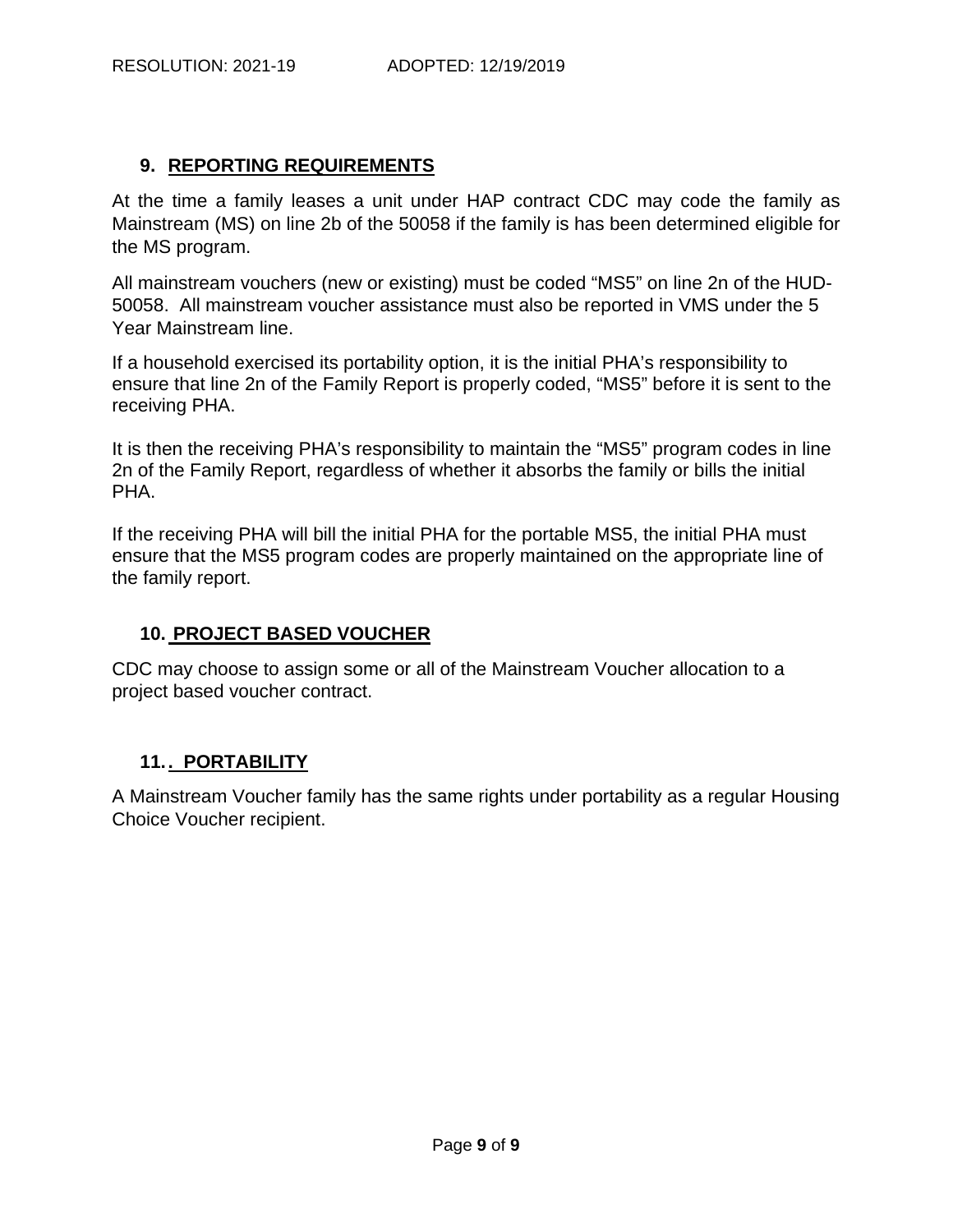## 9. REPORTING REQUIREMENTS

At the time a family leases a unit under HAP contract CDC may code the family as Mainstream (MS) on line 2b of the 50058 if the family is has been determined eligible for the MS program.

All mainstream vouchers (new or existing) must be coded "MS5" on line 2n of the HUD-50058. All mainstream voucher assistance must also be reported in VMS under the 5 Year Mainstream line.

If a household exercised its portability option, it is the initial PHA's responsibility to ensure that line 2n of the Family Report is properly coded, "MS5" before it is sent to the receiving PHA.

It is then the receiving PHA's responsibility to maintain the "MS5" program codes in line 2n of the Family Report, regardless of whether it absorbs the family or bills the initial PHA.

If the receiving PHA will bill the initial PHA for the portable MS5, the initial PHA must ensure that the MS5 program codes are properly maintained on the appropriate line of the family report.

## 10. PROJECT BASED VOUCHER

CDC may choose to assign some or all of the Mainstream Voucher allocation to a project based voucher contract.

## 11.. PORTABILITY

A Mainstream Voucher family has the same rights under portability as a regular Housing Choice Voucher recipient.